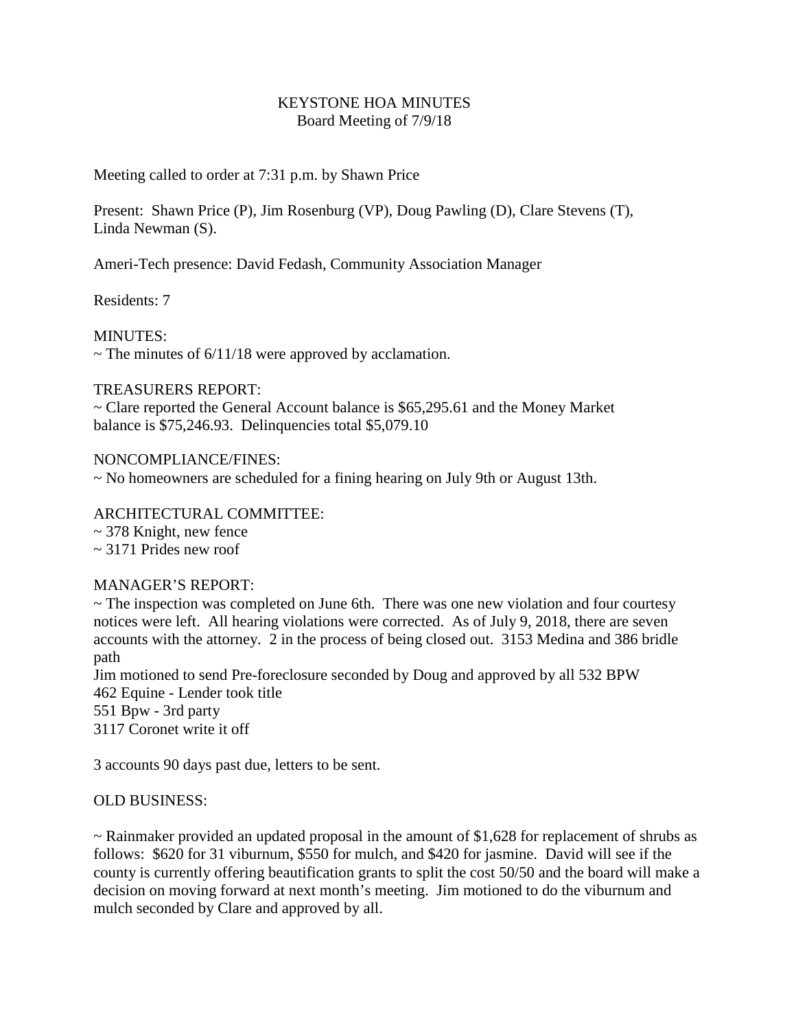# KEYSTONE HOA MINUTES
Board Meeting of 7/9/18

Meeting called to order at 7:31 p.m. by Shawn Price

Present: Shawn Price (P), Jim Rosenburg (VP), Doug Pawling (D), Clare Stevens (T), Linda Newman (S).

Ameri-Tech presence: David Fedash, Community Association Manager

Residents: 7

MINUTES:
~ The minutes of 6/11/18 were approved by acclamation.

TREASURERS REPORT:
~ Clare reported the General Account balance is $65,295.61 and the Money Market balance is $75,246.93. Delinquencies total $5,079.10

NONCOMPLIANCE/FINES:
~ No homeowners are scheduled for a fining hearing on July 9th or August 13th.

ARCHITECTURAL COMMITTEE:
~ 378 Knight, new fence
~ 3171 Prides new roof

MANAGER'S REPORT:
~ The inspection was completed on June 6th. There was one new violation and four courtesy notices were left. All hearing violations were corrected. As of July 9, 2018, there are seven accounts with the attorney. 2 in the process of being closed out. 3153 Medina and 386 bridle path
Jim motioned to send Pre-foreclosure seconded by Doug and approved by all 532 BPW
462 Equine - Lender took title
551 Bpw - 3rd party
3117 Coronet write it off

3 accounts 90 days past due, letters to be sent.

OLD BUSINESS:

~ Rainmaker provided an updated proposal in the amount of $1,628 for replacement of shrubs as follows: $620 for 31 viburnum, $550 for mulch, and $420 for jasmine. David will see if the county is currently offering beautification grants to split the cost 50/50 and the board will make a decision on moving forward at next month's meeting. Jim motioned to do the viburnum and mulch seconded by Clare and approved by all.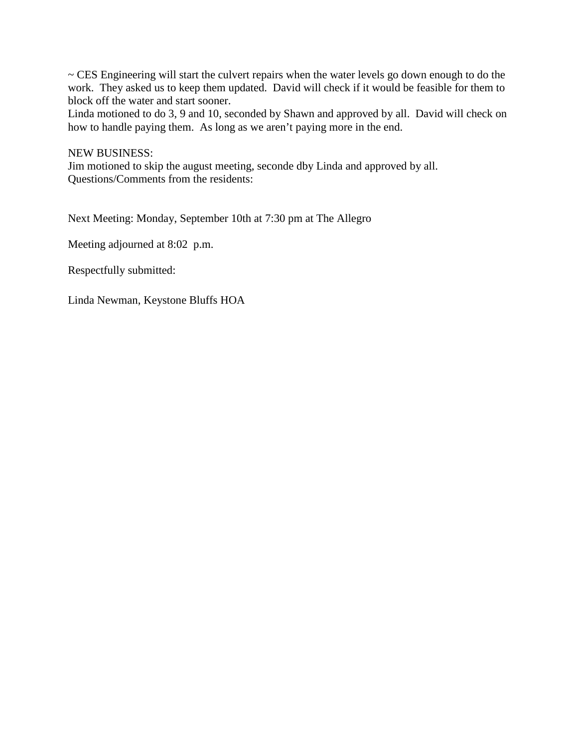~ CES Engineering will start the culvert repairs when the water levels go down enough to do the work. They asked us to keep them updated. David will check if it would be feasible for them to block off the water and start sooner.
Linda motioned to do 3, 9 and 10, seconded by Shawn and approved by all. David will check on how to handle paying them. As long as we aren't paying more in the end.

NEW BUSINESS:
Jim motioned to skip the august meeting, seconde dby Linda and approved by all.
Questions/Comments from the residents:

Next Meeting: Monday, September 10th at 7:30 pm at The Allegro

Meeting adjourned at 8:02 p.m.

Respectfully submitted:

Linda Newman, Keystone Bluffs HOA